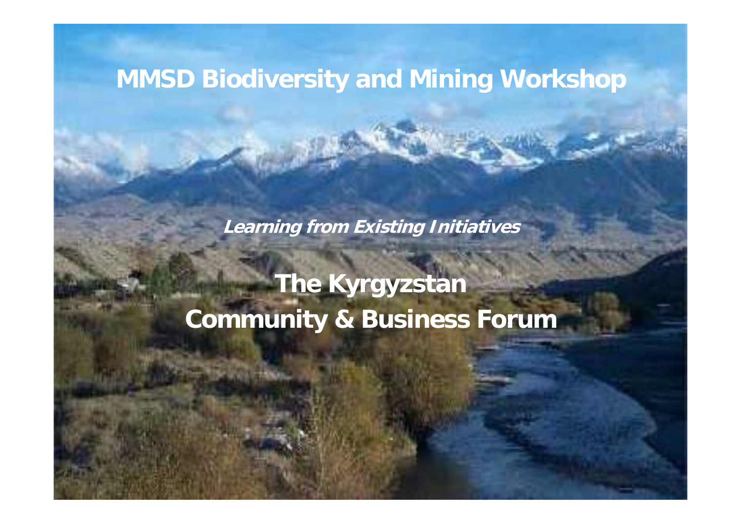# MMSD Biodiversity and Mining Workshop

***Learning from Existing Initiatives***

## The Kyrgyzstan Community & Business Forum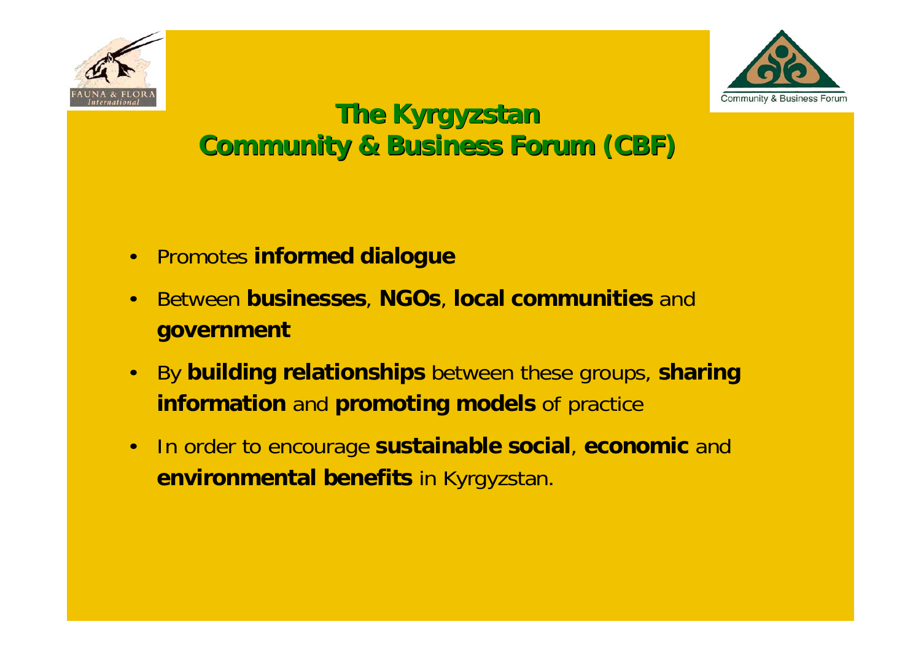# The Kyrgyzstan Community & Business Forum (CBF)

- Promotes **informed dialogue**
- Between **businesses**, **NGOs**, **local communities** and **government**
- By **building relationships** between these groups, **sharing information** and **promoting models** of practice
- In order to encourage **sustainable social**, **economic** and **environmental benefits** in Kyrgyzstan.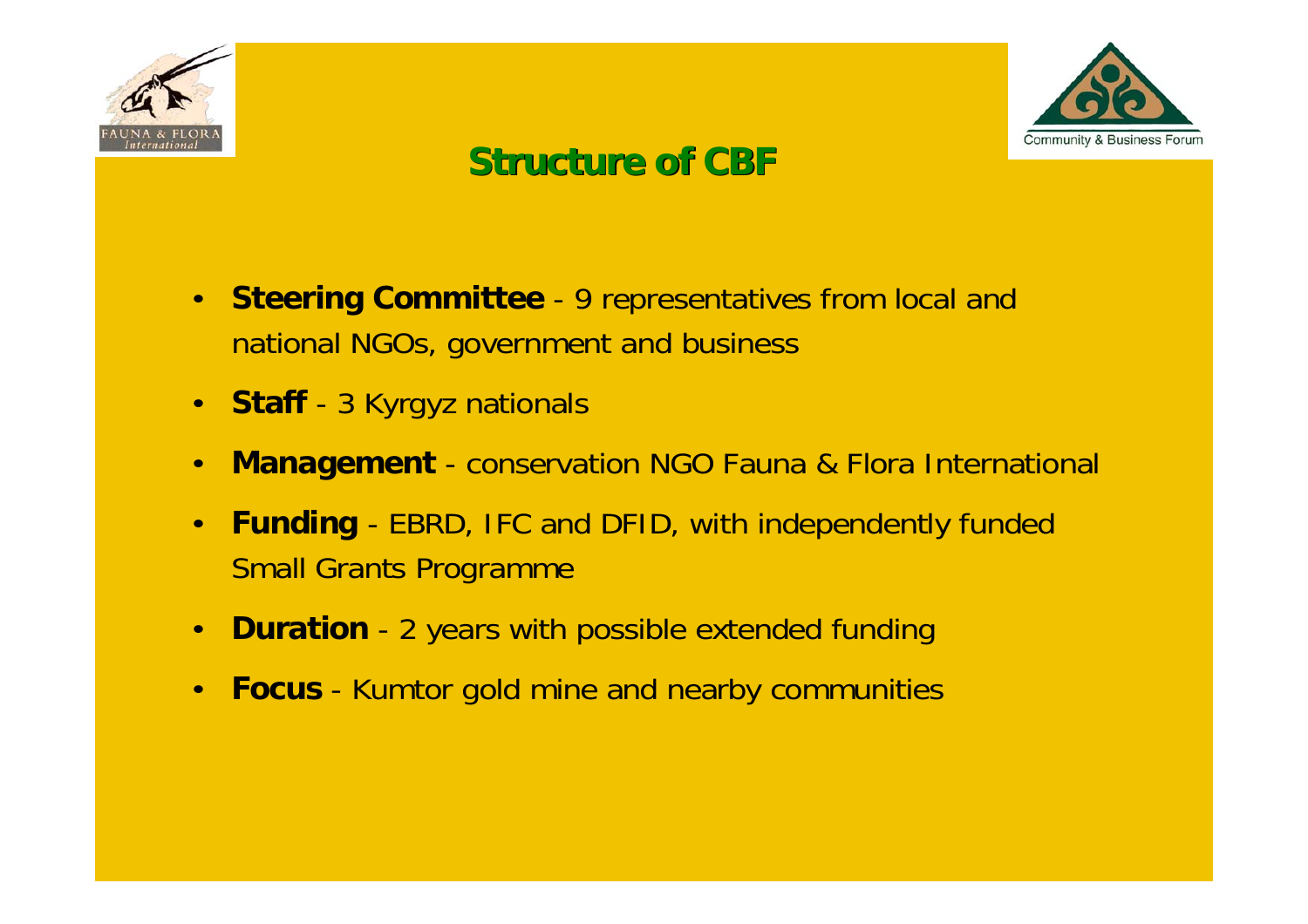# Structure of CBF

- **Steering Committee** - 9 representatives from local and national NGOs, government and business
- **Staff** - 3 Kyrgyz nationals
- **Management** - conservation NGO Fauna & Flora International
- **Funding** - EBRD, IFC and DFID, with independently funded Small Grants Programme
- **Duration** - 2 years with possible extended funding
- **Focus** - Kumtor gold mine and nearby communities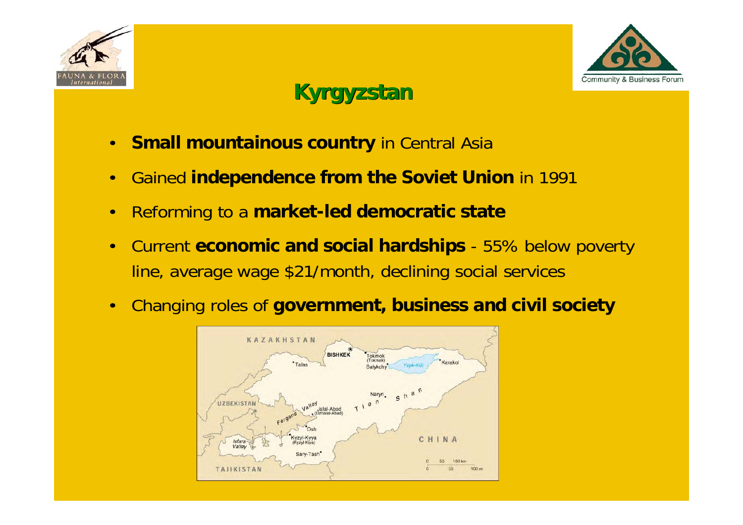# Kyrgyzstan

- **Small mountainous country** in Central Asia
- Gained **independence from the Soviet Union** in 1991
- Reforming to a **market-led democratic state**
- Current **economic and social hardships** - 55% below poverty line, average wage $21/month, declining social services
- Changing roles of **government, business and civil society**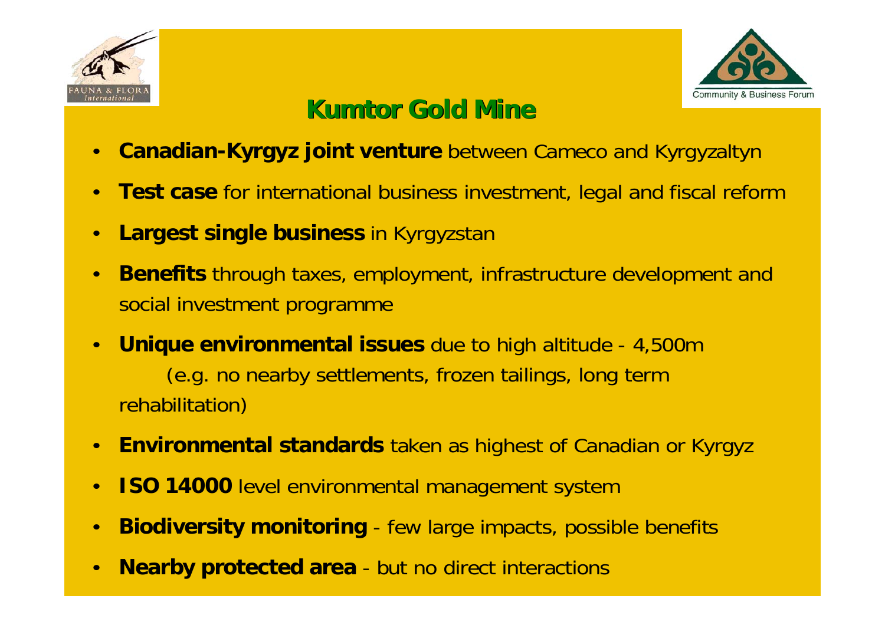# Kumtor Gold Mine

- **Canadian-Kyrgyz joint venture** between Cameco and Kyrgyzaltyn
- **Test case** for international business investment, legal and fiscal reform
- **Largest single business** in Kyrgyzstan
- **Benefits** through taxes, employment, infrastructure development and social investment programme
- **Unique environmental issues** due to high altitude - 4,500m (e.g. no nearby settlements, frozen tailings, long term rehabilitation)
- **Environmental standards** taken as highest of Canadian or Kyrgyz
- **ISO 14000** level environmental management system
- **Biodiversity monitoring** - few large impacts, possible benefits
- **Nearby protected area** - but no direct interactions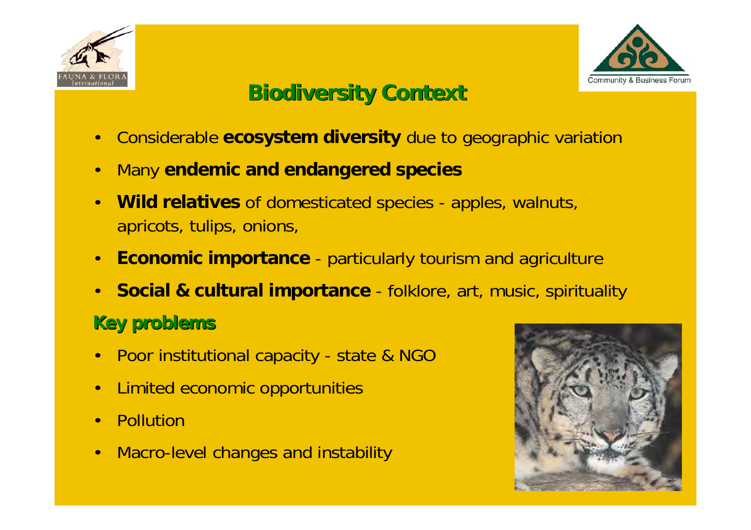# Biodiversity Context

- Considerable **ecosystem diversity** due to geographic variation
- Many **endemic and endangered species**
- **Wild relatives** of domesticated species - apples, walnuts, apricots, tulips, onions,
- **Economic importance** - particularly tourism and agriculture
- **Social & cultural importance** - folklore, art, music, spirituality

## Key problems

- Poor institutional capacity - state & NGO
- Limited economic opportunities
- Pollution
- Macro-level changes and instability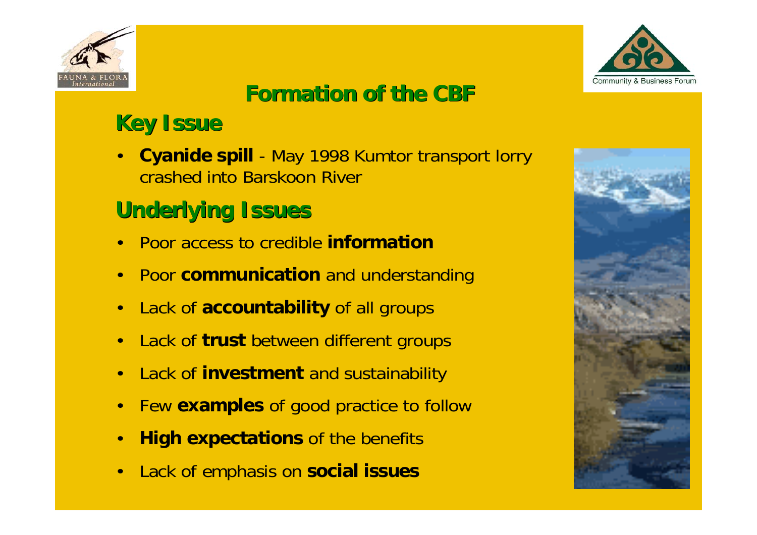# Formation of the CBF

## Key Issue

- **Cyanide spill** - May 1998 Kumtor transport lorry crashed into Barskoon River

## Underlying Issues

- Poor access to credible **information**
- Poor **communication** and understanding
- Lack of **accountability** of all groups
- Lack of **trust** between different groups
- Lack of **investment** and sustainability
- Few **examples** of good practice to follow
- **High expectations** of the benefits
- Lack of emphasis on **social issues**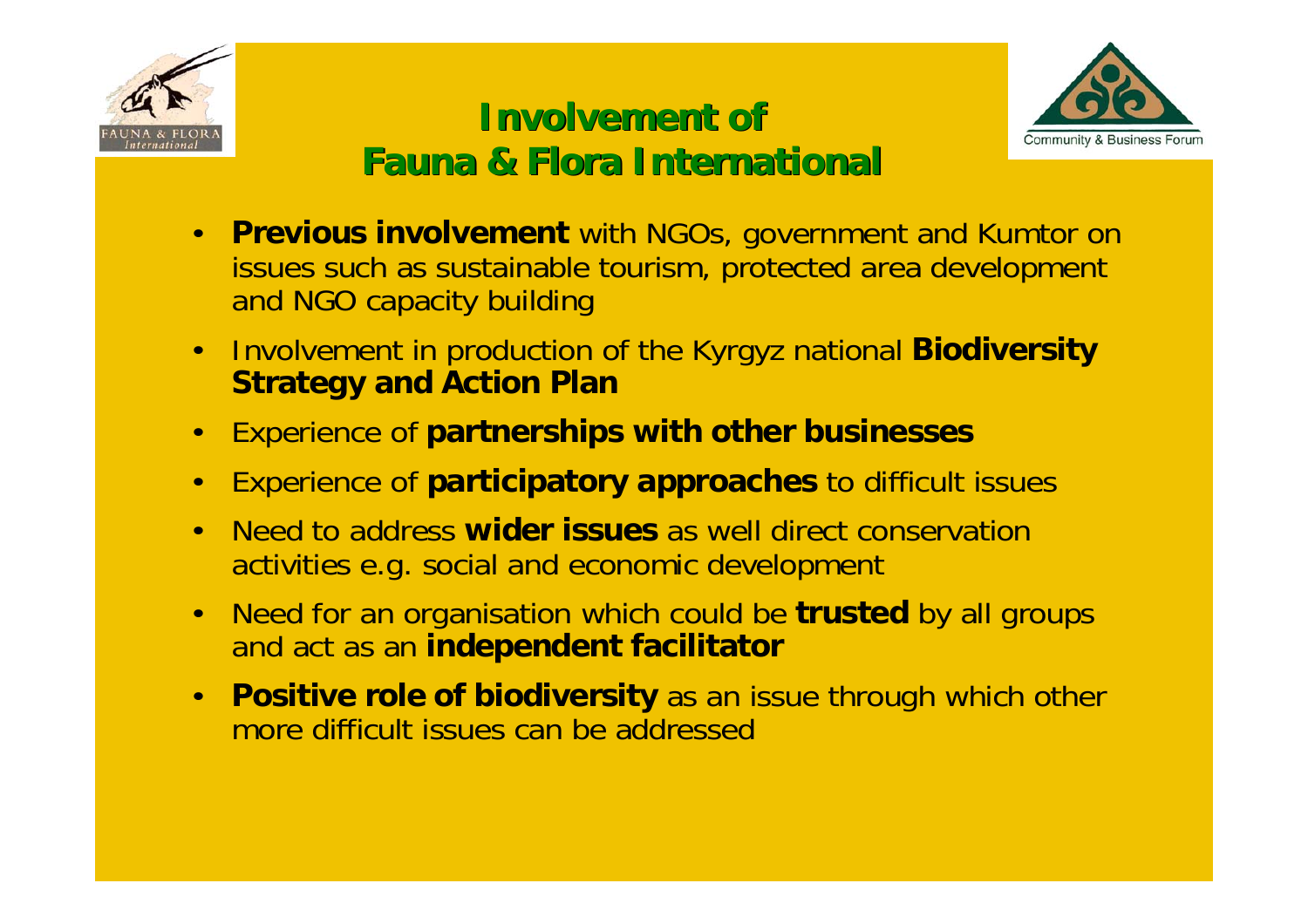# Involvement of Fauna & Flora International

- **Previous involvement** with NGOs, government and Kumtor on issues such as sustainable tourism, protected area development and NGO capacity building
- Involvement in production of the Kyrgyz national **Biodiversity Strategy and Action Plan**
- Experience of **partnerships with other businesses**
- Experience of **participatory approaches** to difficult issues
- Need to address **wider issues** as well direct conservation activities e.g. social and economic development
- Need for an organisation which could be **trusted** by all groups and act as an **independent facilitator**
- **Positive role of biodiversity** as an issue through which other more difficult issues can be addressed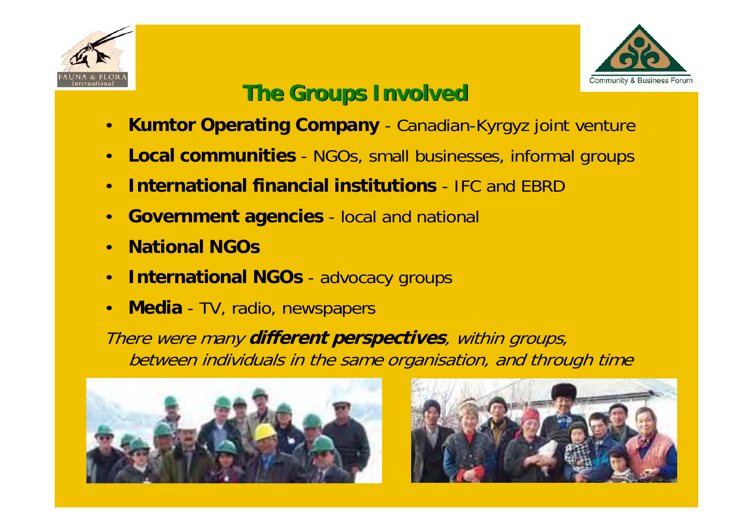# The Groups Involved

- **Kumtor Operating Company** - Canadian-Kyrgyz joint venture
- **Local communities** - NGOs, small businesses, informal groups
- **International financial institutions** - IFC and EBRD
- **Government agencies** - local and national
- **National NGOs**
- **International NGOs** - advocacy groups
- **Media** - TV, radio, newspapers

*There were many **different perspectives**, within groups, between individuals in the same organisation, and through time*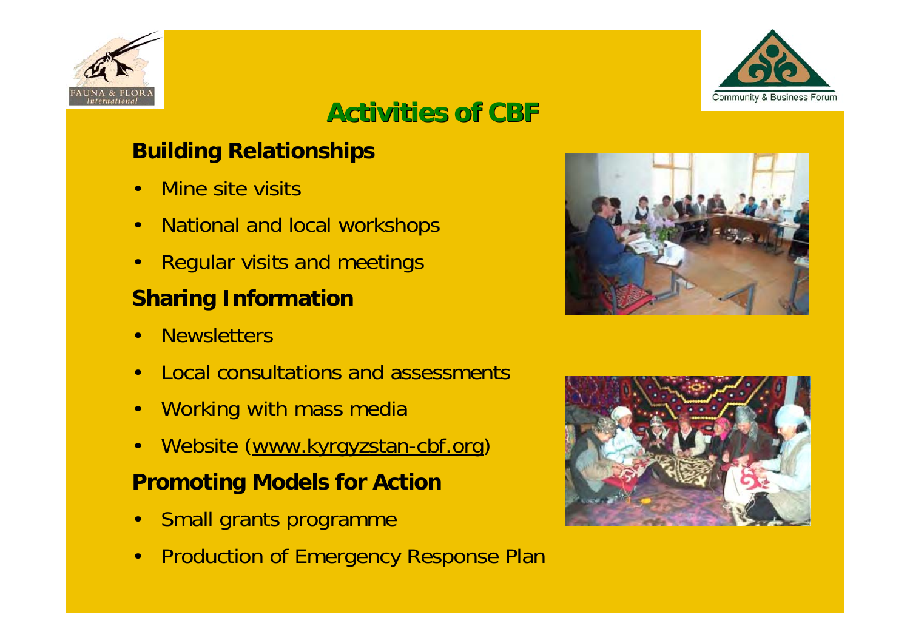# Activities of CBF

## Building Relationships

- Mine site visits
- National and local workshops
- Regular visits and meetings

## Sharing Information

- Newsletters
- Local consultations and assessments
- Working with mass media
- Website (www.kyrgyzstan-cbf.org)

## Promoting Models for Action

- Small grants programme
- Production of Emergency Response Plan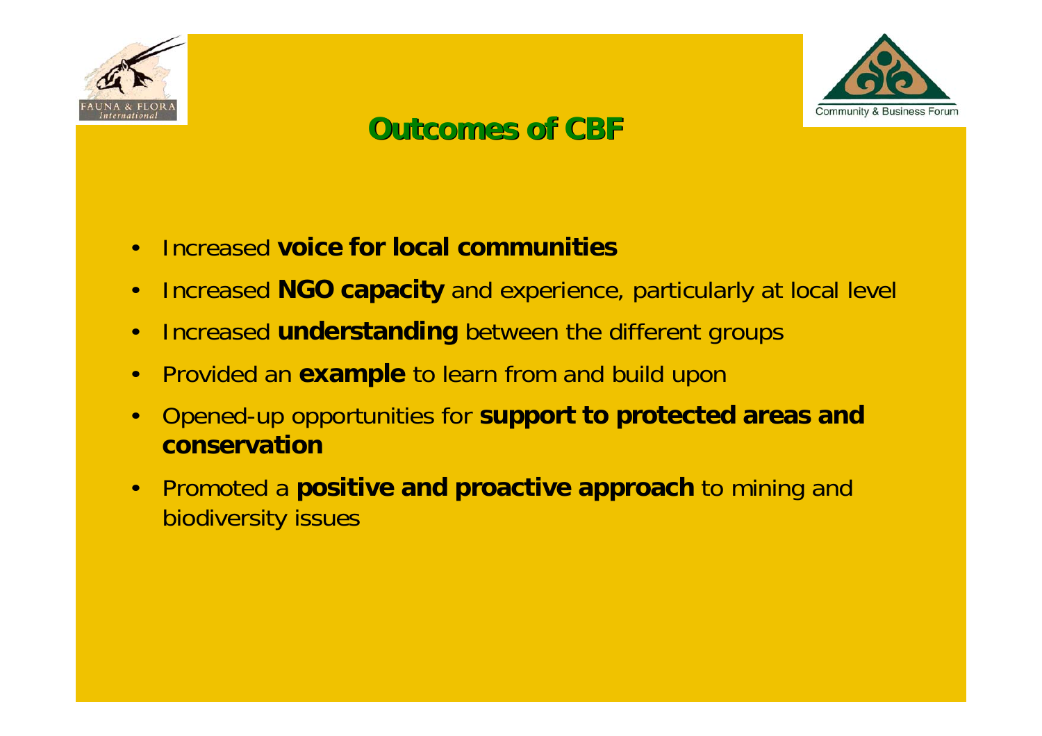# Outcomes of CBF

- Increased **voice for local communities**
- Increased **NGO capacity** and experience, particularly at local level
- Increased **understanding** between the different groups
- Provided an **example** to learn from and build upon
- Opened-up opportunities for **support to protected areas and conservation**
- Promoted a **positive and proactive approach** to mining and biodiversity issues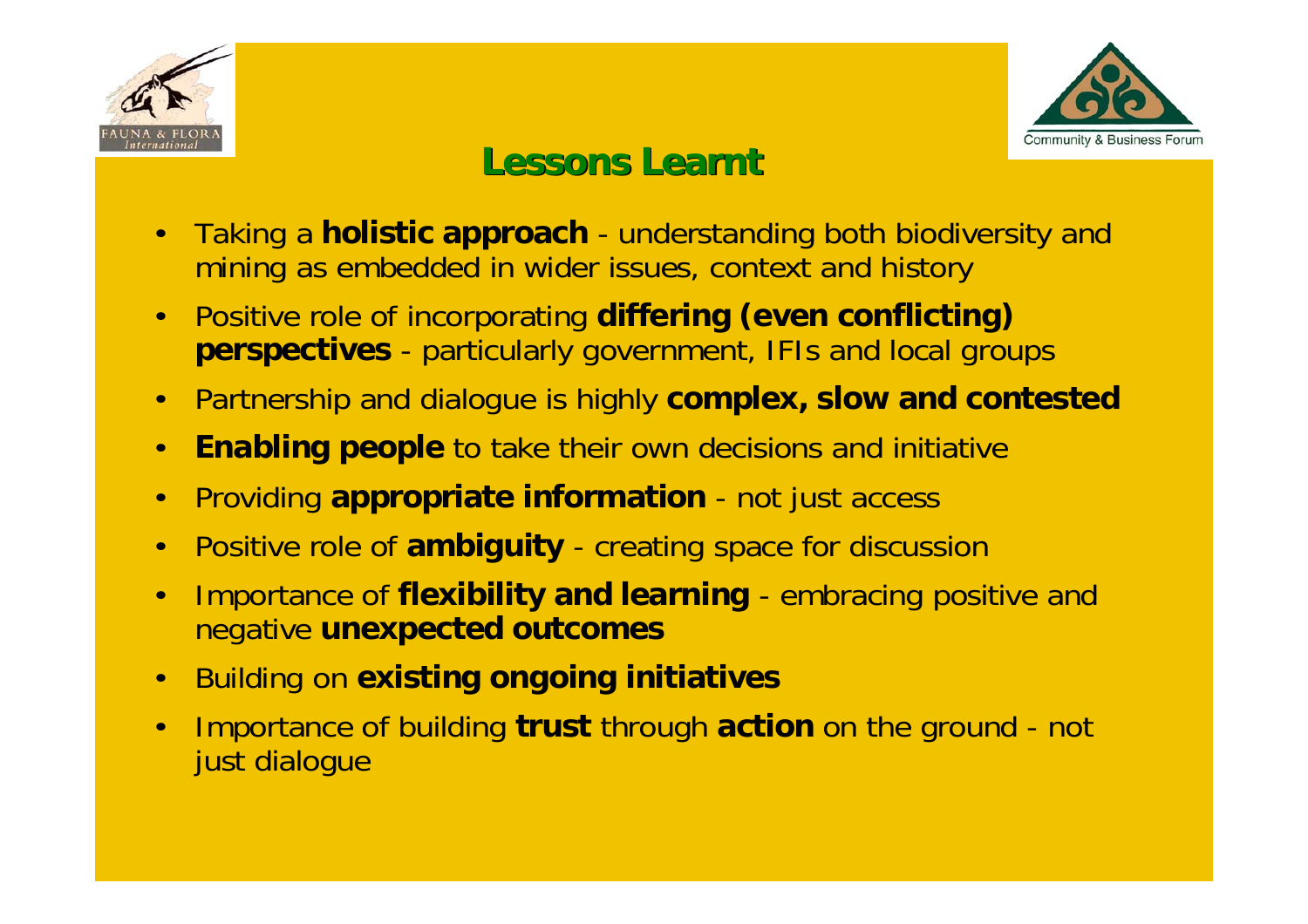# Lessons Learnt

- Taking a **holistic approach** - understanding both biodiversity and mining as embedded in wider issues, context and history
- Positive role of incorporating **differing (even conflicting) perspectives** - particularly government, IFIs and local groups
- Partnership and dialogue is highly **complex, slow and contested**
- **Enabling people** to take their own decisions and initiative
- Providing **appropriate information** - not just access
- Positive role of **ambiguity** - creating space for discussion
- Importance of **flexibility and learning** - embracing positive and negative **unexpected outcomes**
- Building on **existing ongoing initiatives**
- Importance of building **trust** through **action** on the ground - not just dialogue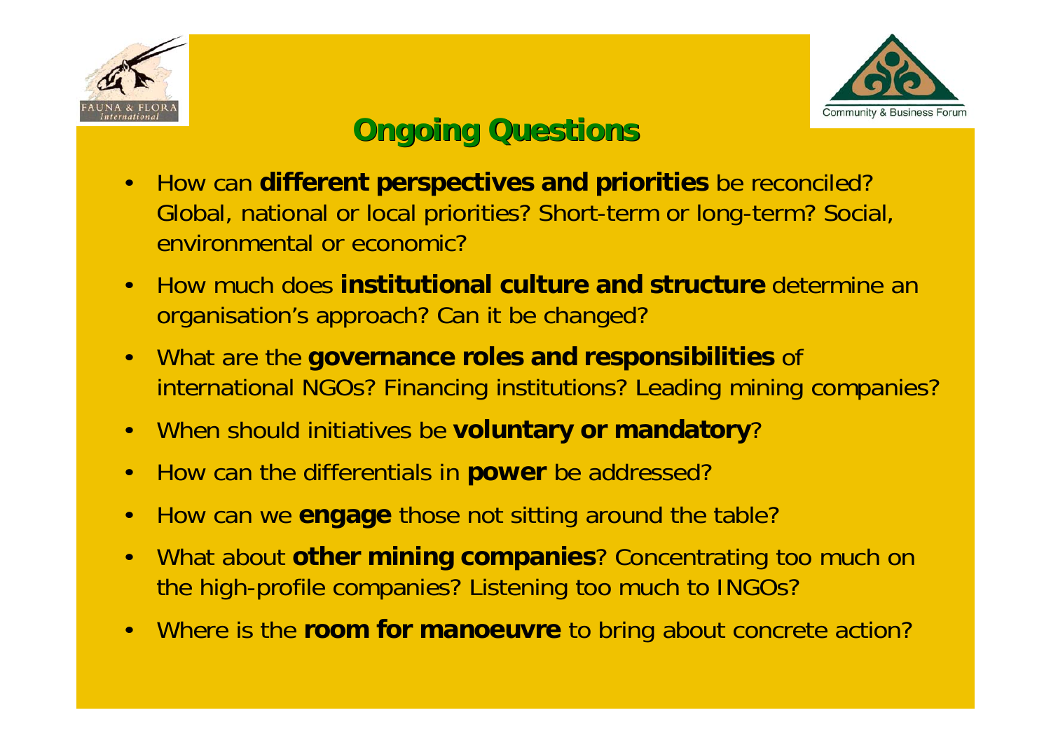# Ongoing Questions

- How can **different perspectives and priorities** be reconciled? Global, national or local priorities? Short-term or long-term? Social, environmental or economic?
- How much does **institutional culture and structure** determine an organisation's approach? Can it be changed?
- What are the **governance roles and responsibilities** of international NGOs? Financing institutions? Leading mining companies?
- When should initiatives be **voluntary or mandatory**?
- How can the differentials in **power** be addressed?
- How can we **engage** those not sitting around the table?
- What about **other mining companies**? Concentrating too much on the high-profile companies? Listening too much to INGOs?
- Where is the **room for manoeuvre** to bring about concrete action?